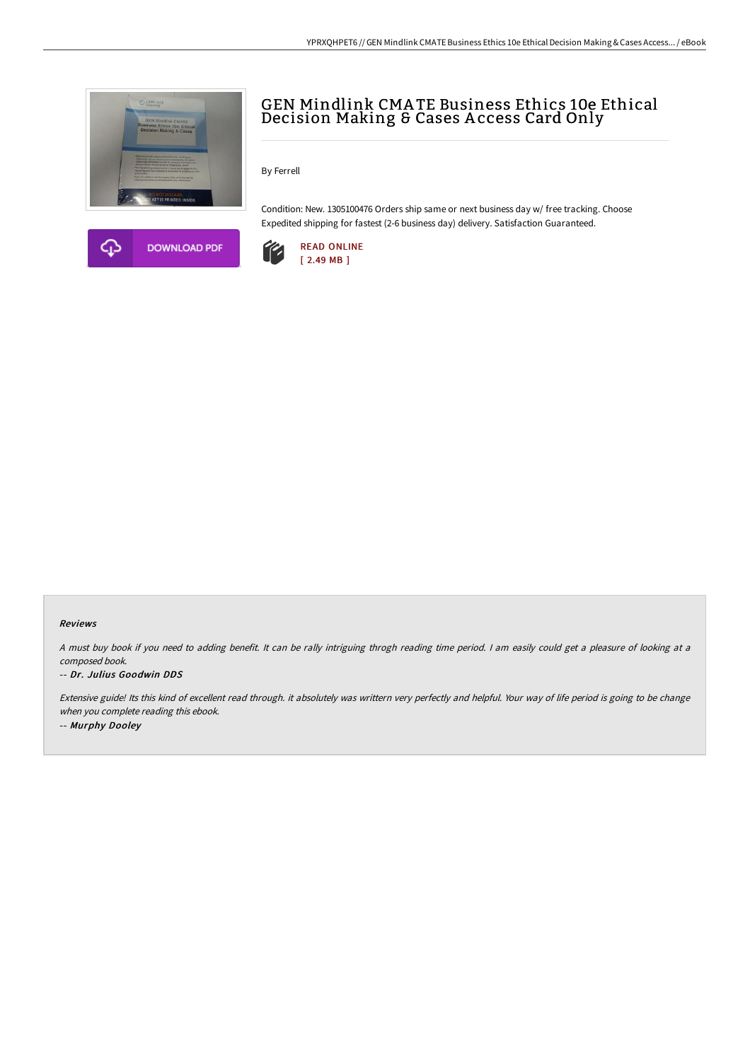# GEN Mindlink CMATE Business Ethics 10e Ethical Decision Making & Cases Access Card Only

By Ferrell

Condition: New. 1305100476 Orders ship same or next business day w/ free tracking. Choose Expedited shipping for fastest (2-6 business day) delivery. Satisfaction Guaranteed.

DOWNLOAD PDF

READ ONLINE
[ 2.49 MB ]

### Reviews

*A must buy book if you need to adding benefit. It can be rally intriguing throgh reading time period. I am easily could get a pleasure of looking at a composed book.*

-- ***Dr. Julius Goodwin DDS***

*Extensive guide! Its this kind of excellent read through. it absolutely was writtern very perfectly and helpful. Your way of life period is going to be change when you complete reading this ebook.*

-- ***Murphy Dooley***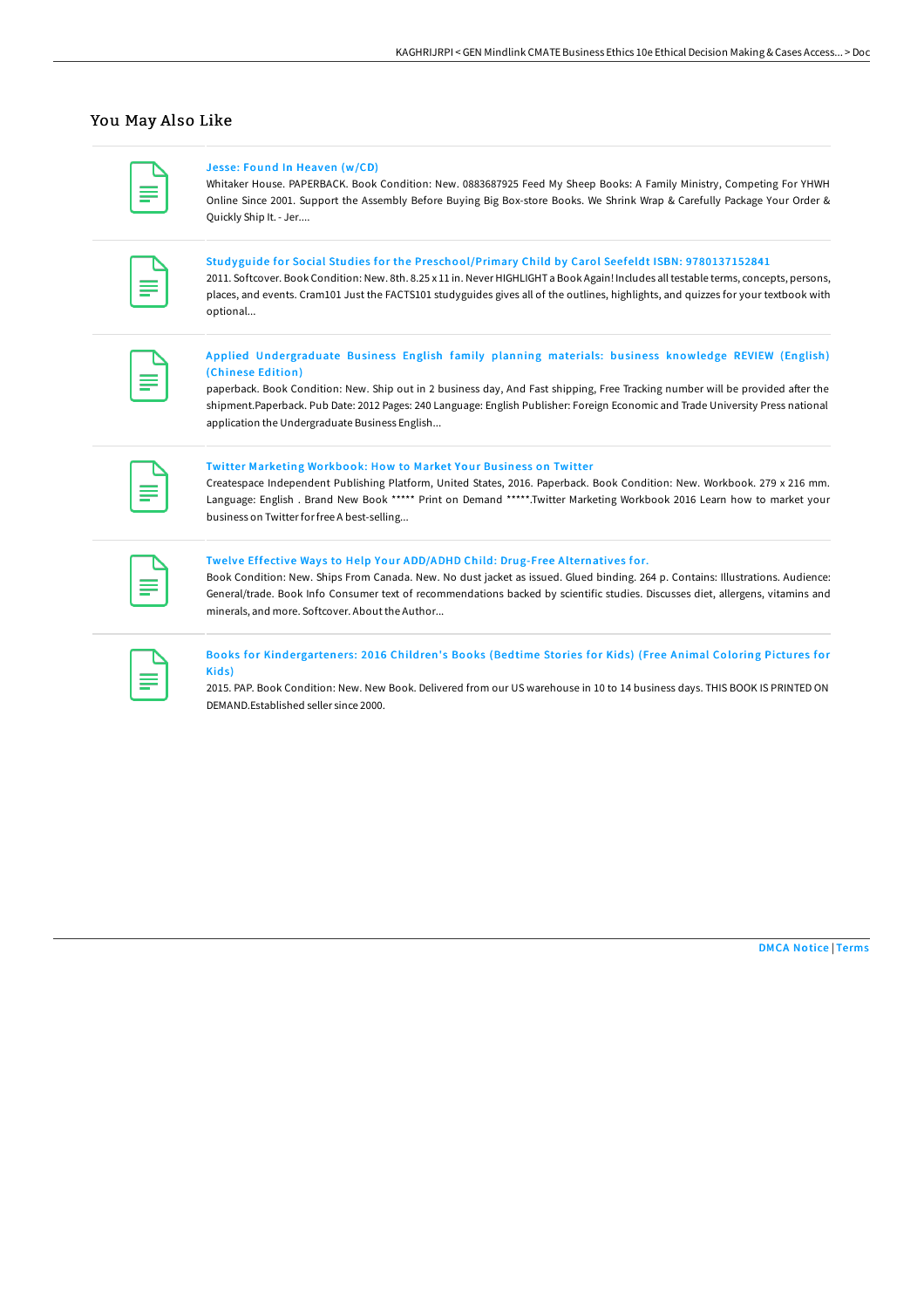## You May Also Like

### Jesse: Found In Heaven (w/CD)

Whitaker House. PAPERBACK. Book Condition: New. 0883687925 Feed My Sheep Books: A Family Ministry, Competing For YHWH Online Since 2001. Support the Assembly Before Buying Big Box-store Books. We Shrink Wrap & Carefully Package Your Order & Quickly Ship It. - Jer....

### Studyguide for Social Studies for the Preschool/Primary Child by Carol Seefeldt ISBN: 9780137152841

2011. Softcover. Book Condition: New. 8th. 8.25 x 11 in. Never HIGHLIGHT a Book Again! Includes all testable terms, concepts, persons, places, and events. Cram101 Just the FACTS101 studyguides gives all of the outlines, highlights, and quizzes for your textbook with optional...

### Applied Undergraduate Business English family planning materials: business knowledge REVIEW (English)(Chinese Edition)

paperback. Book Condition: New. Ship out in 2 business day, And Fast shipping, Free Tracking number will be provided after the shipment.Paperback. Pub Date: 2012 Pages: 240 Language: English Publisher: Foreign Economic and Trade University Press national application the Undergraduate Business English...

### Twitter Marketing Workbook: How to Market Your Business on Twitter

Createspace Independent Publishing Platform, United States, 2016. Paperback. Book Condition: New. Workbook. 279 x 216 mm. Language: English . Brand New Book ***** Print on Demand *****.Twitter Marketing Workbook 2016 Learn how to market your business on Twitter for free A best-selling...

### Twelve Effective Ways to Help Your ADD/ADHD Child: Drug-Free Alternatives for.

Book Condition: New. Ships From Canada. New. No dust jacket as issued. Glued binding. 264 p. Contains: Illustrations. Audience: General/trade. Book Info Consumer text of recommendations backed by scientific studies. Discusses diet, allergens, vitamins and minerals, and more. Softcover. About the Author...

### Books for Kindergarteners: 2016 Children's Books (Bedtime Stories for Kids) (Free Animal Coloring Pictures for Kids)

2015. PAP. Book Condition: New. New Book. Delivered from our US warehouse in 10 to 14 business days. THIS BOOK IS PRINTED ON DEMAND.Established seller since 2000.

DMCA Notice | Terms